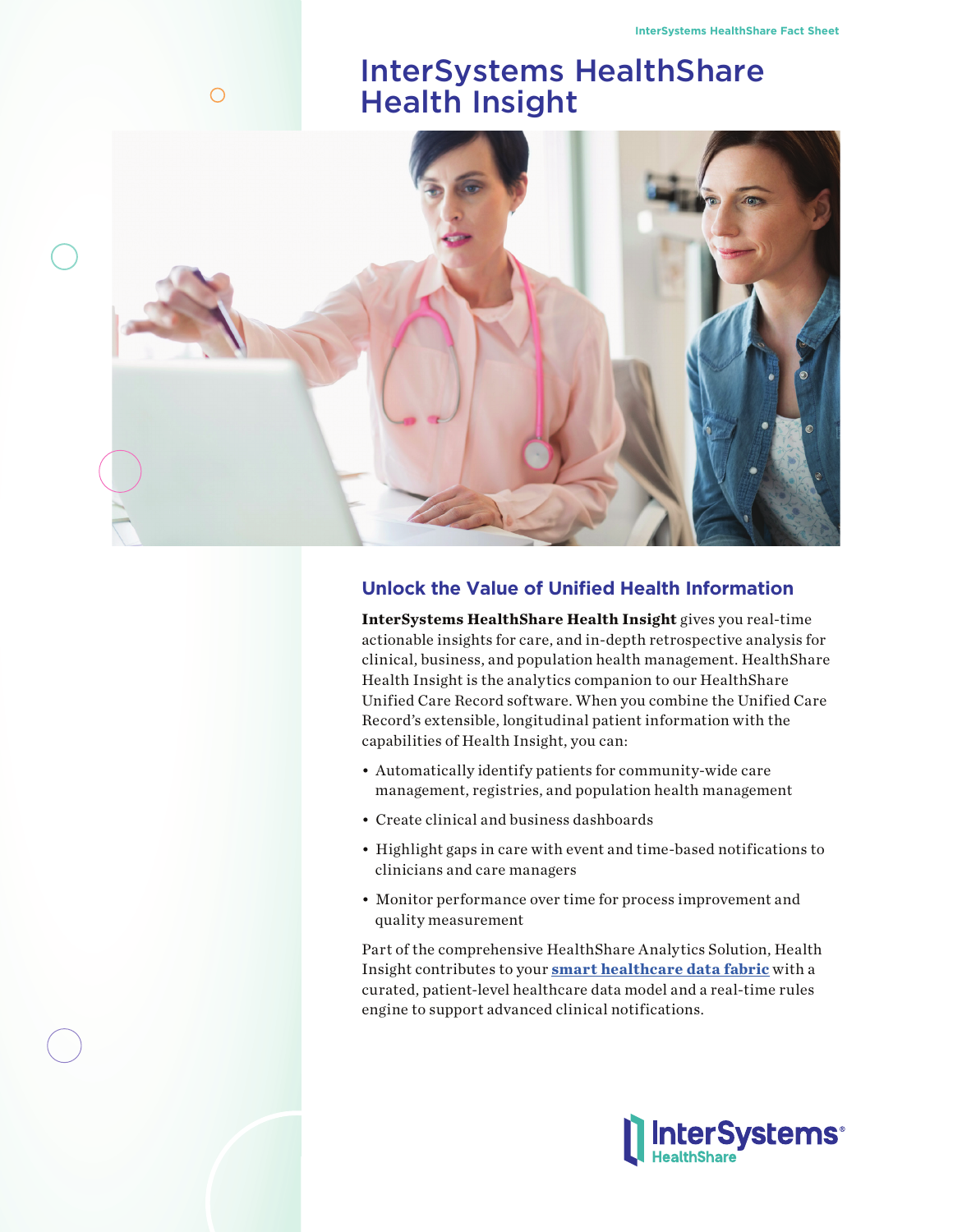# InterSystems HealthShare Health Insight

## Unlock the Value of Unified Health Information

**InterSystems HealthShare Health Insight** gives you real-time actionable insights for care, and in-depth retrospective analysis for clinical, business, and population health management. HealthShare Health Insight is the analytics companion to our HealthShare Unified Care Record software. When you combine the Unified Care Record's extensible, longitudinal patient information with the capabilities of Health Insight, you can:

- Automatically identify patients for community-wide care management, registries, and population health management
- Create clinical and business dashboards
- Highlight gaps in care with event and time-based notifications to clinicians and care managers
- Monitor performance over time for process improvement and quality measurement

Part of the comprehensive HealthShare Analytics Solution, Health Insight contributes to your **smart healthcare data fabric** with a curated, patient-level healthcare data model and a real-time rules engine to support advanced clinical notifications.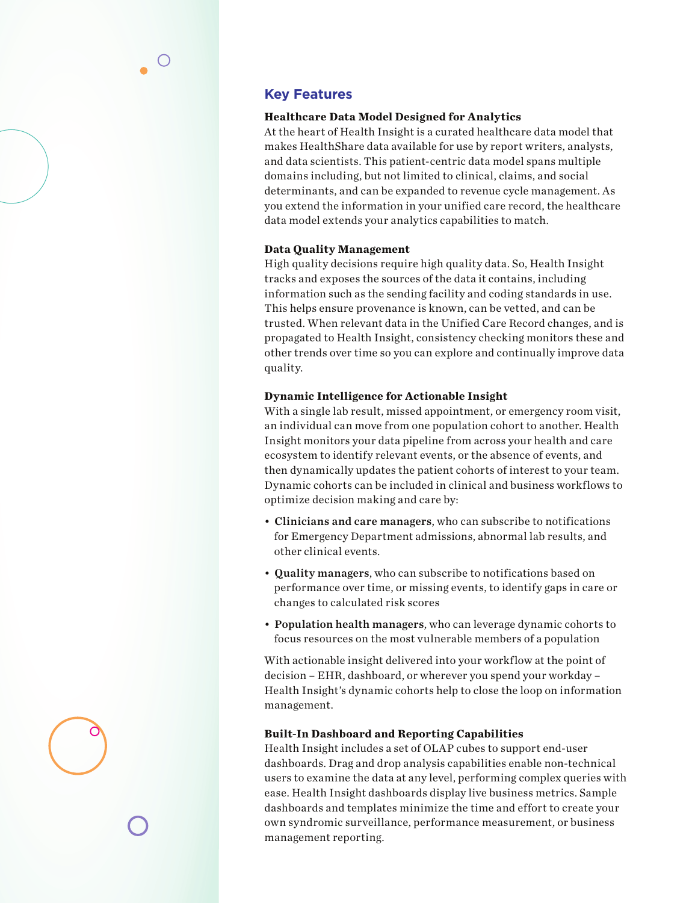## Key Features

**Healthcare Data Model Designed for Analytics**
At the heart of Health Insight is a curated healthcare data model that makes HealthShare data available for use by report writers, analysts, and data scientists. This patient-centric data model spans multiple domains including, but not limited to clinical, claims, and social determinants, and can be expanded to revenue cycle management. As you extend the information in your unified care record, the healthcare data model extends your analytics capabilities to match.

**Data Quality Management**
High quality decisions require high quality data. So, Health Insight tracks and exposes the sources of the data it contains, including information such as the sending facility and coding standards in use. This helps ensure provenance is known, can be vetted, and can be trusted. When relevant data in the Unified Care Record changes, and is propagated to Health Insight, consistency checking monitors these and other trends over time so you can explore and continually improve data quality.

**Dynamic Intelligence for Actionable Insight**
With a single lab result, missed appointment, or emergency room visit, an individual can move from one population cohort to another. Health Insight monitors your data pipeline from across your health and care ecosystem to identify relevant events, or the absence of events, and then dynamically updates the patient cohorts of interest to your team. Dynamic cohorts can be included in clinical and business workflows to optimize decision making and care by:

- **Clinicians and care managers**, who can subscribe to notifications for Emergency Department admissions, abnormal lab results, and other clinical events.
- **Quality managers**, who can subscribe to notifications based on performance over time, or missing events, to identify gaps in care or changes to calculated risk scores
- **Population health managers**, who can leverage dynamic cohorts to focus resources on the most vulnerable members of a population

With actionable insight delivered into your workflow at the point of decision – EHR, dashboard, or wherever you spend your workday – Health Insight's dynamic cohorts help to close the loop on information management.

**Built-In Dashboard and Reporting Capabilities**
Health Insight includes a set of OLAP cubes to support end-user dashboards. Drag and drop analysis capabilities enable non-technical users to examine the data at any level, performing complex queries with ease. Health Insight dashboards display live business metrics. Sample dashboards and templates minimize the time and effort to create your own syndromic surveillance, performance measurement, or business management reporting.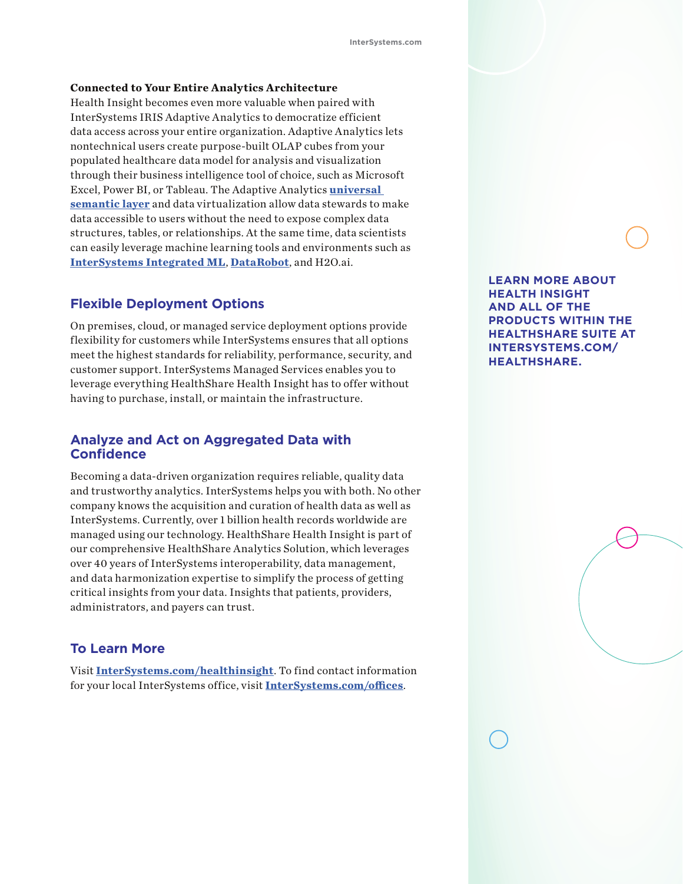**Connected to Your Entire Analytics Architecture**

Health Insight becomes even more valuable when paired with InterSystems IRIS Adaptive Analytics to democratize efficient data access across your entire organization. Adaptive Analytics lets nontechnical users create purpose-built OLAP cubes from your populated healthcare data model for analysis and visualization through their business intelligence tool of choice, such as Microsoft Excel, Power BI, or Tableau. The Adaptive Analytics **universal semantic layer** and data virtualization allow data stewards to make data accessible to users without the need to expose complex data structures, tables, or relationships. At the same time, data scientists can easily leverage machine learning tools and environments such as **InterSystems Integrated ML**, **DataRobot**, and H2O.ai.

## Flexible Deployment Options

On premises, cloud, or managed service deployment options provide flexibility for customers while InterSystems ensures that all options meet the highest standards for reliability, performance, security, and customer support. InterSystems Managed Services enables you to leverage everything HealthShare Health Insight has to offer without having to purchase, install, or maintain the infrastructure.

## Analyze and Act on Aggregated Data with Confidence

Becoming a data-driven organization requires reliable, quality data and trustworthy analytics. InterSystems helps you with both. No other company knows the acquisition and curation of health data as well as InterSystems. Currently, over 1 billion health records worldwide are managed using our technology. HealthShare Health Insight is part of our comprehensive HealthShare Analytics Solution, which leverages over 40 years of InterSystems interoperability, data management, and data harmonization expertise to simplify the process of getting critical insights from your data. Insights that patients, providers, administrators, and payers can trust.

## To Learn More

Visit **InterSystems.com/healthinsight**. To find contact information for your local InterSystems office, visit **InterSystems.com/offices**.

**LEARN MORE ABOUT HEALTH INSIGHT AND ALL OF THE PRODUCTS WITHIN THE HEALTHSHARE SUITE AT INTERSYSTEMS.COM/ HEALTHSHARE.**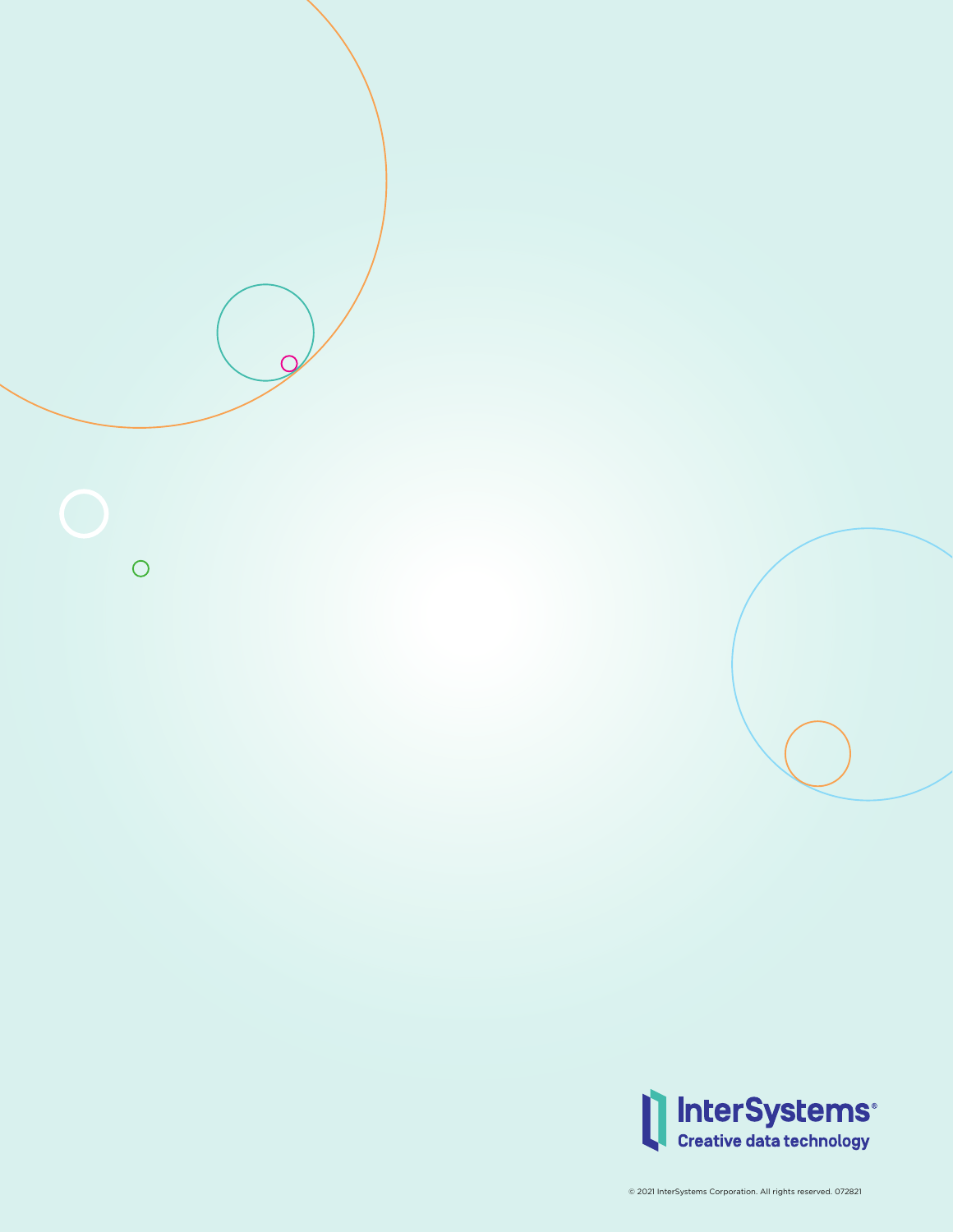InterSystems®

Creative data technology

© 2021 InterSystems Corporation. All rights reserved. 072821